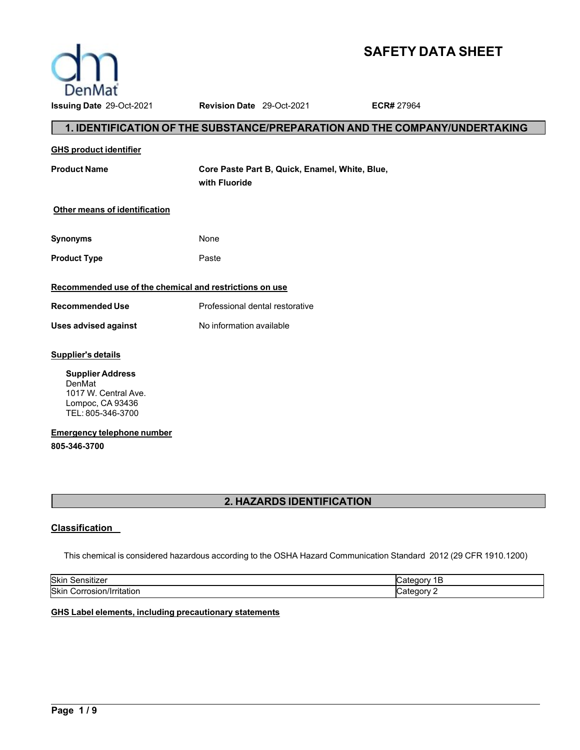# SAFETY DATA SHEET

DenMat

**Issuing Date** 29-Oct-2021 **Revision Date** 29-Oct-2021 **ECR#** 27964

## 1. IDENTIFICATION OF THE SUBSTANCE/PREPARATION AND THE COMPANY/UNDERTAKING

**GHS product identifier**

**Product Name** **Core Paste Part B, Quick, Enamel, White, Blue, with Fluoride**

**Other means of identification**

**Synonyms** None

**Product Type** Paste

**Recommended use of the chemical and restrictions on use**

**Recommended Use** Professional dental restorative

**Uses advised against** No information available

**Supplier's details**

**Supplier Address**
DenMat
1017 W. Central Ave.
Lompoc, CA 93436
TEL: 805-346-3700

**Emergency telephone number**

**805-346-3700**

## 2. HAZARDS IDENTIFICATION

### Classification

This chemical is considered hazardous according to the OSHA Hazard Communication Standard 2012 (29 CFR 1910.1200)

| | |
|---|---|
| Skin Sensitizer | Category 1B |
| Skin Corrosion/Irritation | Category 2 |

**GHS Label elements, including precautionary statements**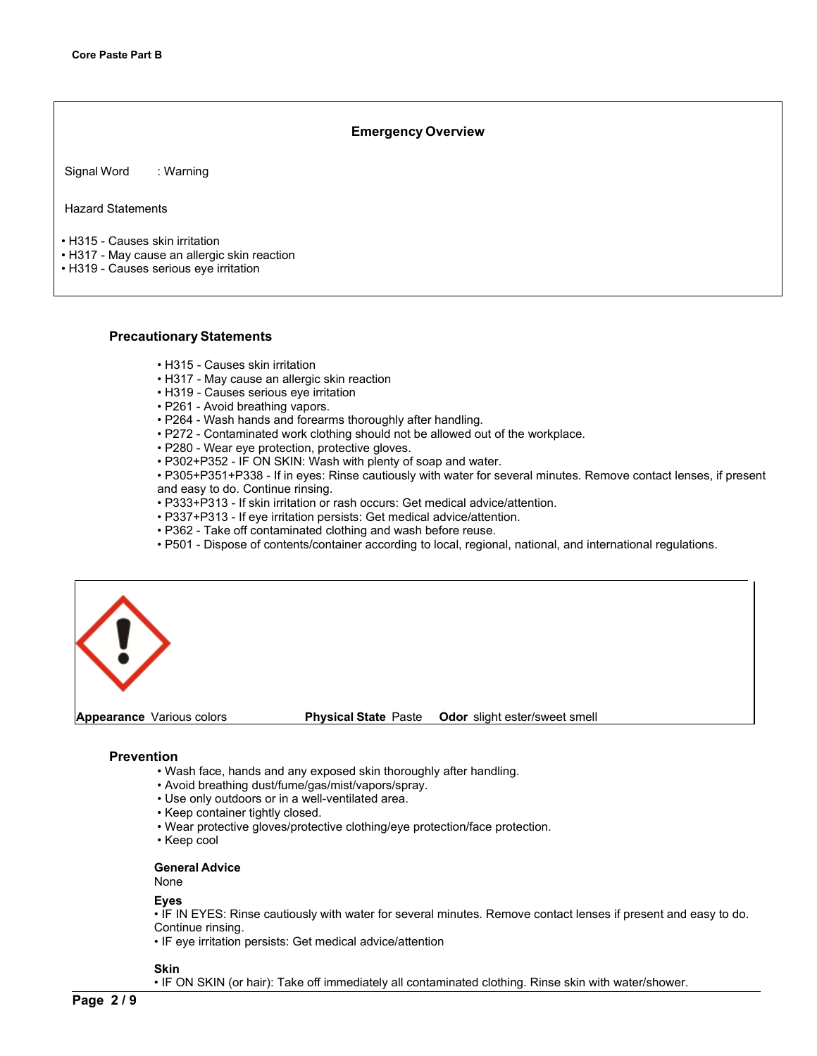## Emergency Overview

Signal Word : Warning

Hazard Statements

- H315 - Causes skin irritation
- H317 - May cause an allergic skin reaction
- H319 - Causes serious eye irritation

### Precautionary Statements

- H315 - Causes skin irritation
- H317 - May cause an allergic skin reaction
- H319 - Causes serious eye irritation
- P261 - Avoid breathing vapors.
- P264 - Wash hands and forearms thoroughly after handling.
- P272 - Contaminated work clothing should not be allowed out of the workplace.
- P280 - Wear eye protection, protective gloves.
- P302+P352 - IF ON SKIN: Wash with plenty of soap and water.
- P305+P351+P338 - If in eyes: Rinse cautiously with water for several minutes. Remove contact lenses, if present and easy to do. Continue rinsing.
- P333+P313 - If skin irritation or rash occurs: Get medical advice/attention.
- P337+P313 - If eye irritation persists: Get medical advice/attention.
- P362 - Take off contaminated clothing and wash before reuse.
- P501 - Dispose of contents/container according to local, regional, national, and international regulations.

**Appearance** Various colors **Physical State** Paste **Odor** slight ester/sweet smell

### Prevention

- Wash face, hands and any exposed skin thoroughly after handling.
- Avoid breathing dust/fume/gas/mist/vapors/spray.
- Use only outdoors or in a well-ventilated area.
- Keep container tightly closed.
- Wear protective gloves/protective clothing/eye protection/face protection.
- Keep cool

**General Advice**
None

**Eyes**
- IF IN EYES: Rinse cautiously with water for several minutes. Remove contact lenses if present and easy to do. Continue rinsing.
- IF eye irritation persists: Get medical advice/attention

**Skin**
- IF ON SKIN (or hair): Take off immediately all contaminated clothing. Rinse skin with water/shower.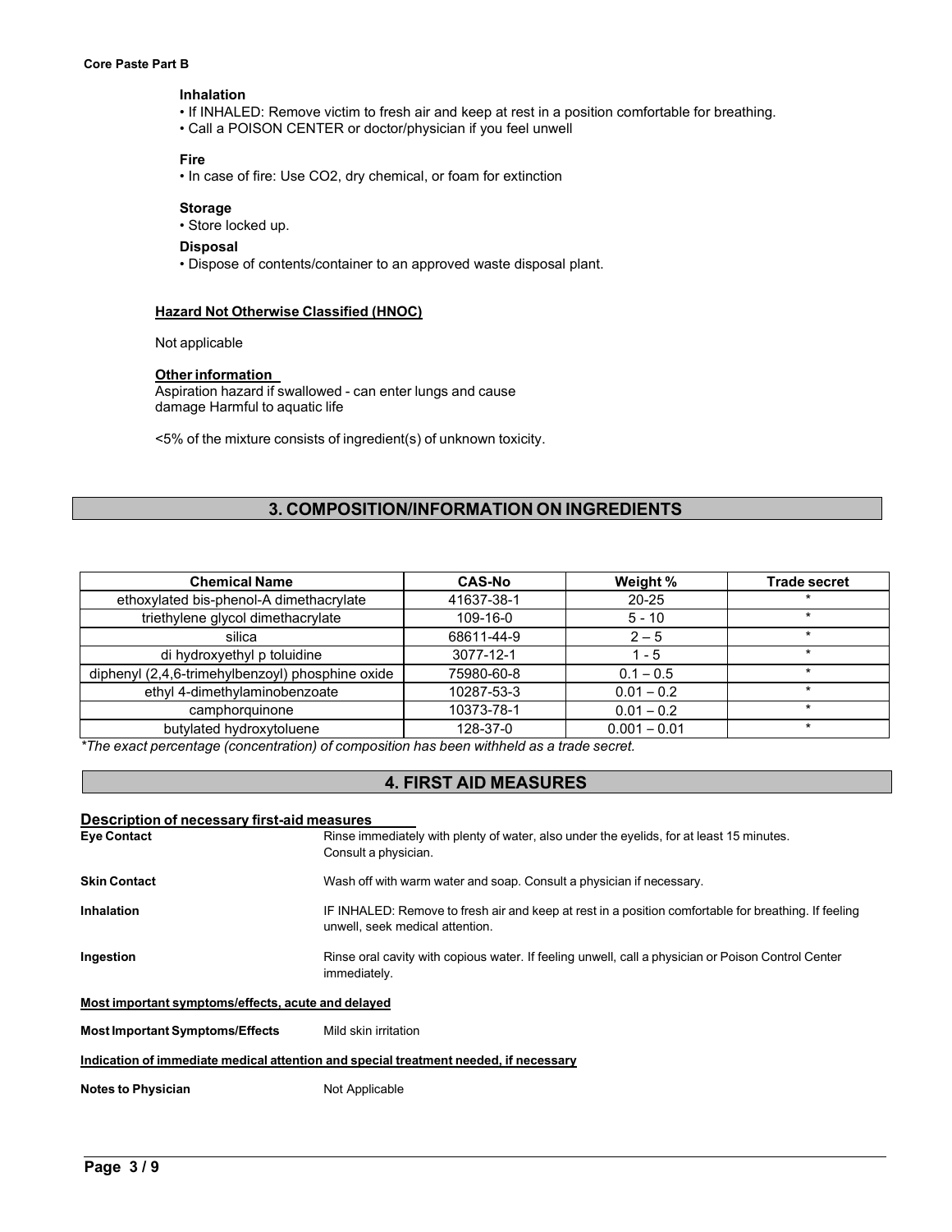#### Inhalation

- If INHALED: Remove victim to fresh air and keep at rest in a position comfortable for breathing.
- Call a POISON CENTER or doctor/physician if you feel unwell

#### Fire

- In case of fire: Use CO2, dry chemical, or foam for extinction

#### Storage

- Store locked up.

#### Disposal

- Dispose of contents/container to an approved waste disposal plant.

**Hazard Not Otherwise Classified (HNOC)**

Not applicable

**Other information**

Aspiration hazard if swallowed - can enter lungs and cause damage Harmful to aquatic life

<5% of the mixture consists of ingredient(s) of unknown toxicity.

## 3. COMPOSITION/INFORMATION ON INGREDIENTS

| Chemical Name | CAS-No | Weight % | Trade secret |
|---|---|---|---|
| ethoxylated bis-phenol-A dimethacrylate | 41637-38-1 | 20-25 | * |
| triethylene glycol dimethacrylate | 109-16-0 | 5 - 10 | * |
| silica | 68611-44-9 | 2 – 5 | * |
| di hydroxyethyl p toluidine | 3077-12-1 | 1 - 5 | * |
| diphenyl (2,4,6-trimehylbenzoyl) phosphine oxide | 75980-60-8 | 0.1 – 0.5 | * |
| ethyl 4-dimethylaminobenzoate | 10287-53-3 | 0.01 – 0.2 | * |
| camphorquinone | 10373-78-1 | 0.01 – 0.2 | * |
| butylated hydroxytoluene | 128-37-0 | 0.001 – 0.01 | * |

*\*The exact percentage (concentration) of composition has been withheld as a trade secret.*

## 4. FIRST AID MEASURES

**Description of necessary first-aid measures**

**Eye Contact** Rinse immediately with plenty of water, also under the eyelids, for at least 15 minutes. Consult a physician.

**Skin Contact** Wash off with warm water and soap. Consult a physician if necessary.

**Inhalation** IF INHALED: Remove to fresh air and keep at rest in a position comfortable for breathing. If feeling unwell, seek medical attention.

**Ingestion** Rinse oral cavity with copious water. If feeling unwell, call a physician or Poison Control Center immediately.

**Most important symptoms/effects, acute and delayed**

**Most Important Symptoms/Effects** Mild skin irritation

**Indication of immediate medical attention and special treatment needed, if necessary**

**Notes to Physician** Not Applicable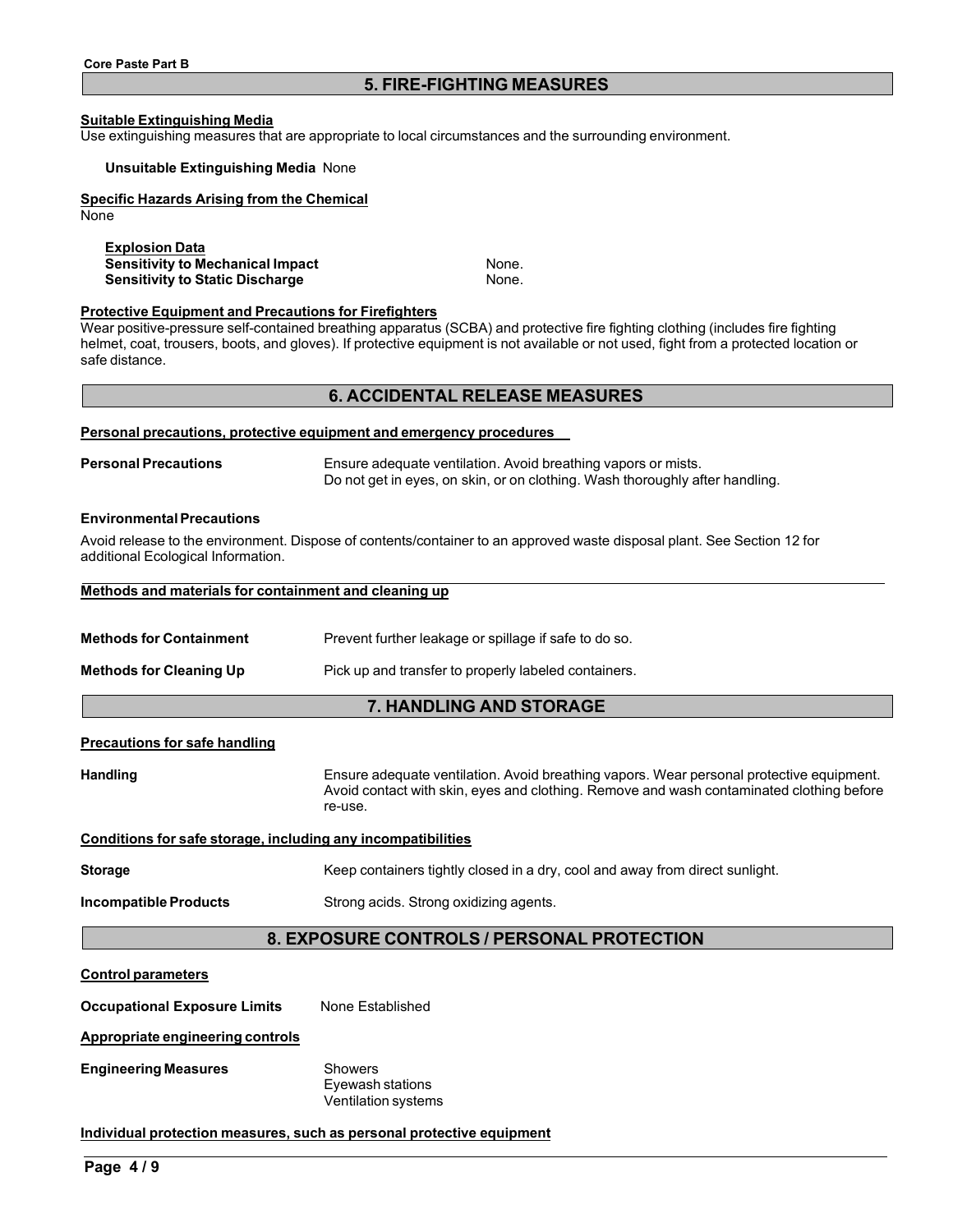## 5. FIRE-FIGHTING MEASURES

**Suitable Extinguishing Media**

Use extinguishing measures that are appropriate to local circumstances and the surrounding environment.

**Unsuitable Extinguishing Media** None

**Specific Hazards Arising from the Chemical**

None

**Explosion Data**

**Sensitivity to Mechanical Impact** None.

**Sensitivity to Static Discharge** None.

**Protective Equipment and Precautions for Firefighters**

Wear positive-pressure self-contained breathing apparatus (SCBA) and protective fire fighting clothing (includes fire fighting helmet, coat, trousers, boots, and gloves). If protective equipment is not available or not used, fight from a protected location or safe distance.

## 6. ACCIDENTAL RELEASE MEASURES

**Personal precautions, protective equipment and emergency procedures**

**Personal Precautions** Ensure adequate ventilation. Avoid breathing vapors or mists. Do not get in eyes, on skin, or on clothing. Wash thoroughly after handling.

**Environmental Precautions**

Avoid release to the environment. Dispose of contents/container to an approved waste disposal plant. See Section 12 for additional Ecological Information.

**Methods and materials for containment and cleaning up**

**Methods for Containment** Prevent further leakage or spillage if safe to do so.

**Methods for Cleaning Up** Pick up and transfer to properly labeled containers.

## 7. HANDLING AND STORAGE

**Precautions for safe handling**

**Handling** Ensure adequate ventilation. Avoid breathing vapors. Wear personal protective equipment. Avoid contact with skin, eyes and clothing. Remove and wash contaminated clothing before re-use.

**Conditions for safe storage, including any incompatibilities**

**Storage** Keep containers tightly closed in a dry, cool and away from direct sunlight.

**Incompatible Products** Strong acids. Strong oxidizing agents.

## 8. EXPOSURE CONTROLS / PERSONAL PROTECTION

**Control parameters**

**Occupational Exposure Limits** None Established

**Appropriate engineering controls**

**Engineering Measures**
- Showers
- Eyewash stations
- Ventilation systems

**Individual protection measures, such as personal protective equipment**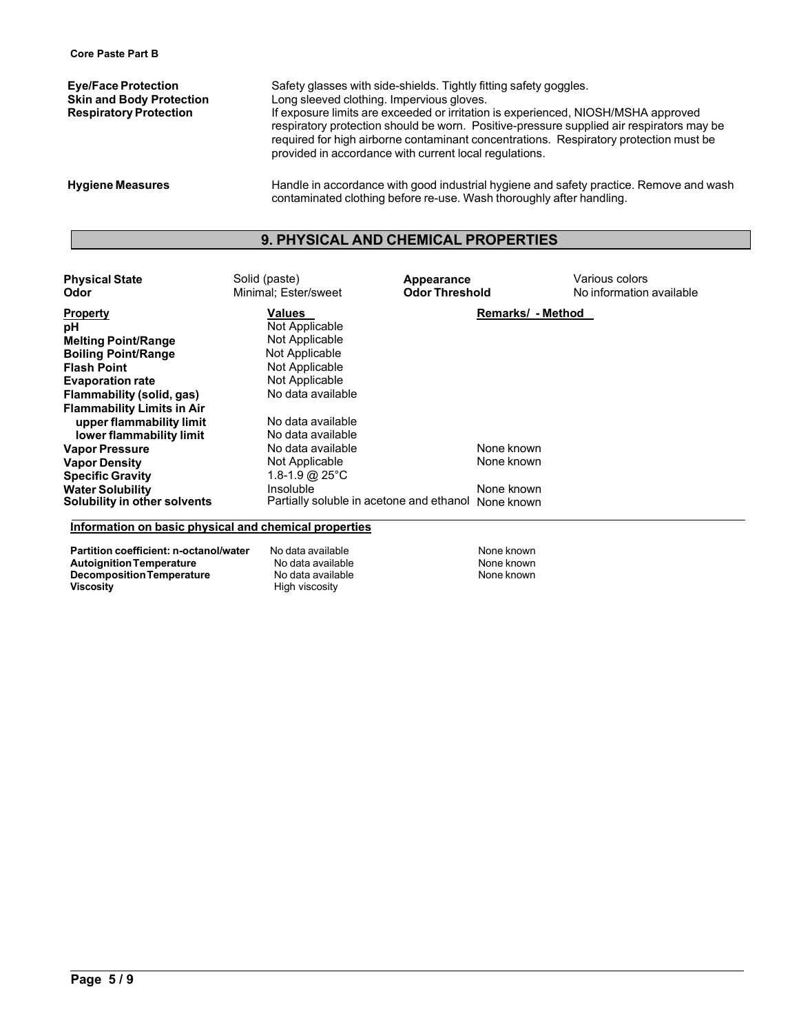**Core Paste Part B**

| | |
|---|---|
| **Eye/Face Protection** | Safety glasses with side-shields. Tightly fitting safety goggles. |
| **Skin and Body Protection** | Long sleeved clothing. Impervious gloves. |
| **Respiratory Protection** | If exposure limits are exceeded or irritation is experienced, NIOSH/MSHA approved respiratory protection should be worn. Positive-pressure supplied air respirators may be required for high airborne contaminant concentrations. Respiratory protection must be provided in accordance with current local regulations. |
| **Hygiene Measures** | Handle in accordance with good industrial hygiene and safety practice. Remove and wash contaminated clothing before re-use. Wash thoroughly after handling. |

## 9. PHYSICAL AND CHEMICAL PROPERTIES

| | | | |
|---|---|---|---|
| **Physical State** | Solid (paste) | **Appearance** | Various colors |
| **Odor** | Minimal; Ester/sweet | **Odor Threshold** | No information available |

| **Property** | **Values** | **Remarks/ - Method** |
|---|---|---|
| **pH** | Not Applicable | |
| **Melting Point/Range** | Not Applicable | |
| **Boiling Point/Range** | Not Applicable | |
| **Flash Point** | Not Applicable | |
| **Evaporation rate** | Not Applicable | |
| **Flammability (solid, gas)** | No data available | |
| **Flammability Limits in Air** | | |
| **upper flammability limit** | No data available | |
| **lower flammability limit** | No data available | |
| **Vapor Pressure** | No data available | None known |
| **Vapor Density** | Not Applicable | None known |
| **Specific Gravity** | 1.8-1.9 @ 25°C | |
| **Water Solubility** | Insoluble | None known |
| **Solubility in other solvents** | Partially soluble in acetone and ethanol | None known |

### Information on basic physical and chemical properties

| | | |
|---|---|---|
| **Partition coefficient: n-octanol/water** | No data available | None known |
| **Autoignition Temperature** | No data available | None known |
| **Decomposition Temperature** | No data available | None known |
| **Viscosity** | High viscosity | |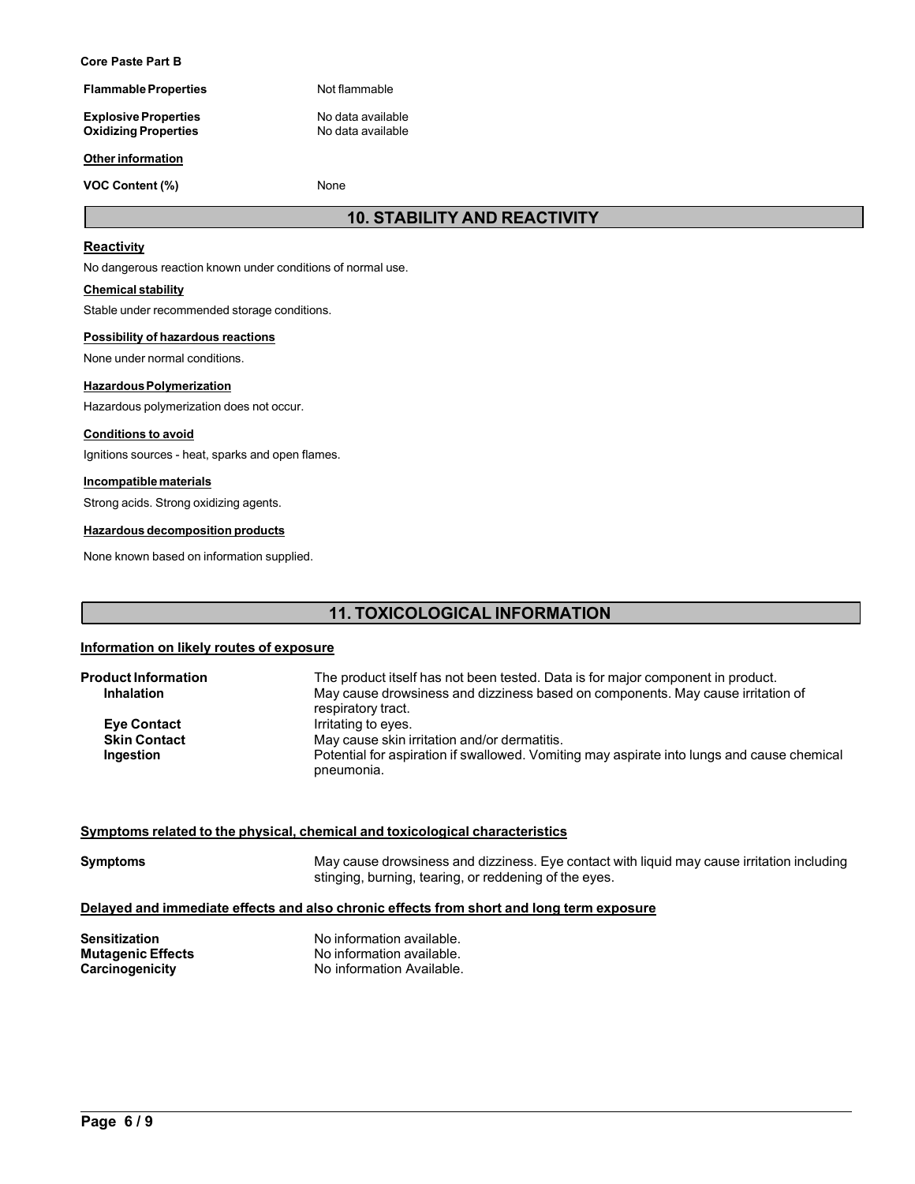**Core Paste Part B**

| | |
|---|---|
| **Flammable Properties** | Not flammable |
| **Explosive Properties** | No data available |
| **Oxidizing Properties** | No data available |

**Other information**

| | |
|---|---|
| **VOC Content (%)** | None |

## 10. STABILITY AND REACTIVITY

**Reactivity**

No dangerous reaction known under conditions of normal use.

**Chemical stability**

Stable under recommended storage conditions.

**Possibility of hazardous reactions**

None under normal conditions.

**Hazardous Polymerization**

Hazardous polymerization does not occur.

**Conditions to avoid**

Ignitions sources - heat, sparks and open flames.

**Incompatible materials**

Strong acids. Strong oxidizing agents.

**Hazardous decomposition products**

None known based on information supplied.

## 11. TOXICOLOGICAL INFORMATION

**Information on likely routes of exposure**

| | |
|---|---|
| **Product Information** | The product itself has not been tested. Data is for major component in product. |
| **Inhalation** | May cause drowsiness and dizziness based on components. May cause irritation of respiratory tract. |
| **Eye Contact** | Irritating to eyes. |
| **Skin Contact** | May cause skin irritation and/or dermatitis. |
| **Ingestion** | Potential for aspiration if swallowed. Vomiting may aspirate into lungs and cause chemical pneumonia. |

**Symptoms related to the physical, chemical and toxicological characteristics**

| | |
|---|---|
| **Symptoms** | May cause drowsiness and dizziness. Eye contact with liquid may cause irritation including stinging, burning, tearing, or reddening of the eyes. |

**Delayed and immediate effects and also chronic effects from short and long term exposure**

| | |
|---|---|
| **Sensitization** | No information available. |
| **Mutagenic Effects** | No information available. |
| **Carcinogenicity** | No information Available. |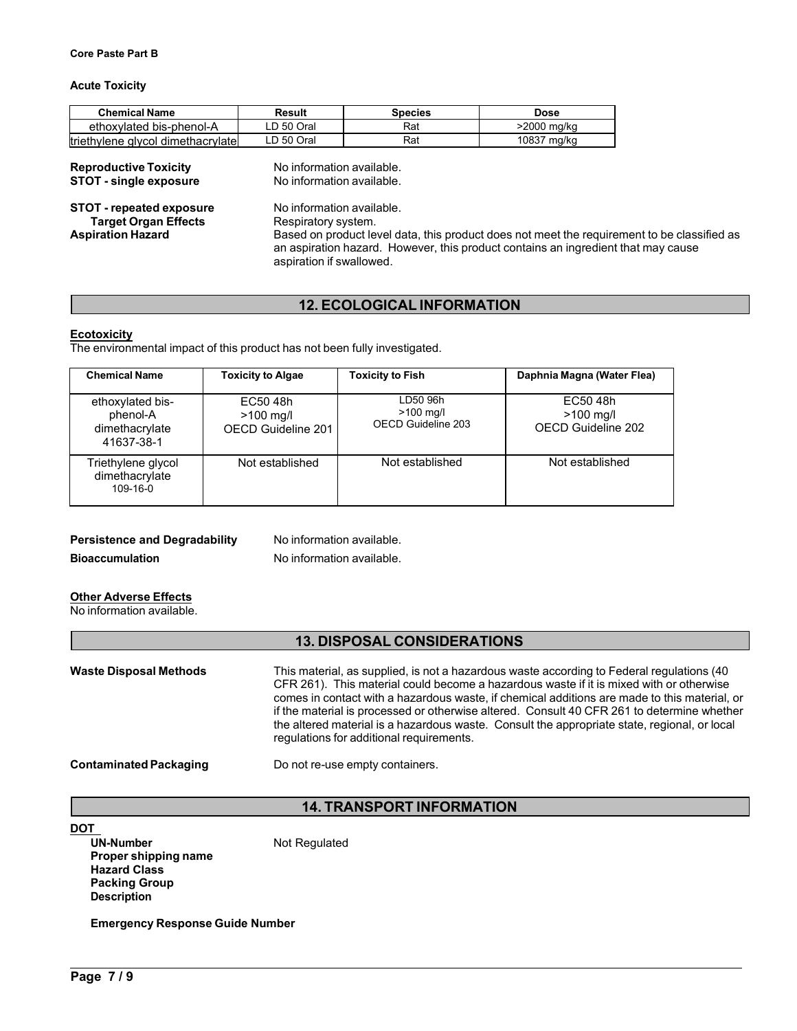**Core Paste Part B**

**Acute Toxicity**

| Chemical Name | Result | Species | Dose |
|---|---|---|---|
| ethoxylated bis-phenol-A | LD 50 Oral | Rat | >2000 mg/kg |
| triethylene glycol dimethacrylate | LD 50 Oral | Rat | 10837 mg/kg |

**Reproductive Toxicity** No information available.
**STOT - single exposure** No information available.

**STOT - repeated exposure** No information available.
**Target Organ Effects** Respiratory system.
**Aspiration Hazard** Based on product level data, this product does not meet the requirement to be classified as an aspiration hazard. However, this product contains an ingredient that may cause aspiration if swallowed.

## 12. ECOLOGICAL INFORMATION

**Ecotoxicity**
The environmental impact of this product has not been fully investigated.

| Chemical Name | Toxicity to Algae | Toxicity to Fish | Daphnia Magna (Water Flea) |
|---|---|---|---|
| ethoxylated bis-phenol-A dimethacrylate 41637-38-1 | EC50 48h >100 mg/l OECD Guideline 201 | LD50 96h >100 mg/l OECD Guideline 203 | EC50 48h >100 mg/l OECD Guideline 202 |
| Triethylene glycol dimethacrylate 109-16-0 | Not established | Not established | Not established |

**Persistence and Degradability** No information available.

**Bioaccumulation** No information available.

**Other Adverse Effects**
No information available.

## 13. DISPOSAL CONSIDERATIONS

**Waste Disposal Methods** This material, as supplied, is not a hazardous waste according to Federal regulations (40 CFR 261). This material could become a hazardous waste if it is mixed with or otherwise comes in contact with a hazardous waste, if chemical additions are made to this material, or if the material is processed or otherwise altered. Consult 40 CFR 261 to determine whether the altered material is a hazardous waste. Consult the appropriate state, regional, or local regulations for additional requirements.

**Contaminated Packaging** Do not re-use empty containers.

## 14. TRANSPORT INFORMATION

**DOT**

**UN-Number** Not Regulated
**Proper shipping name**
**Hazard Class**
**Packing Group**
**Description**

**Emergency Response Guide Number**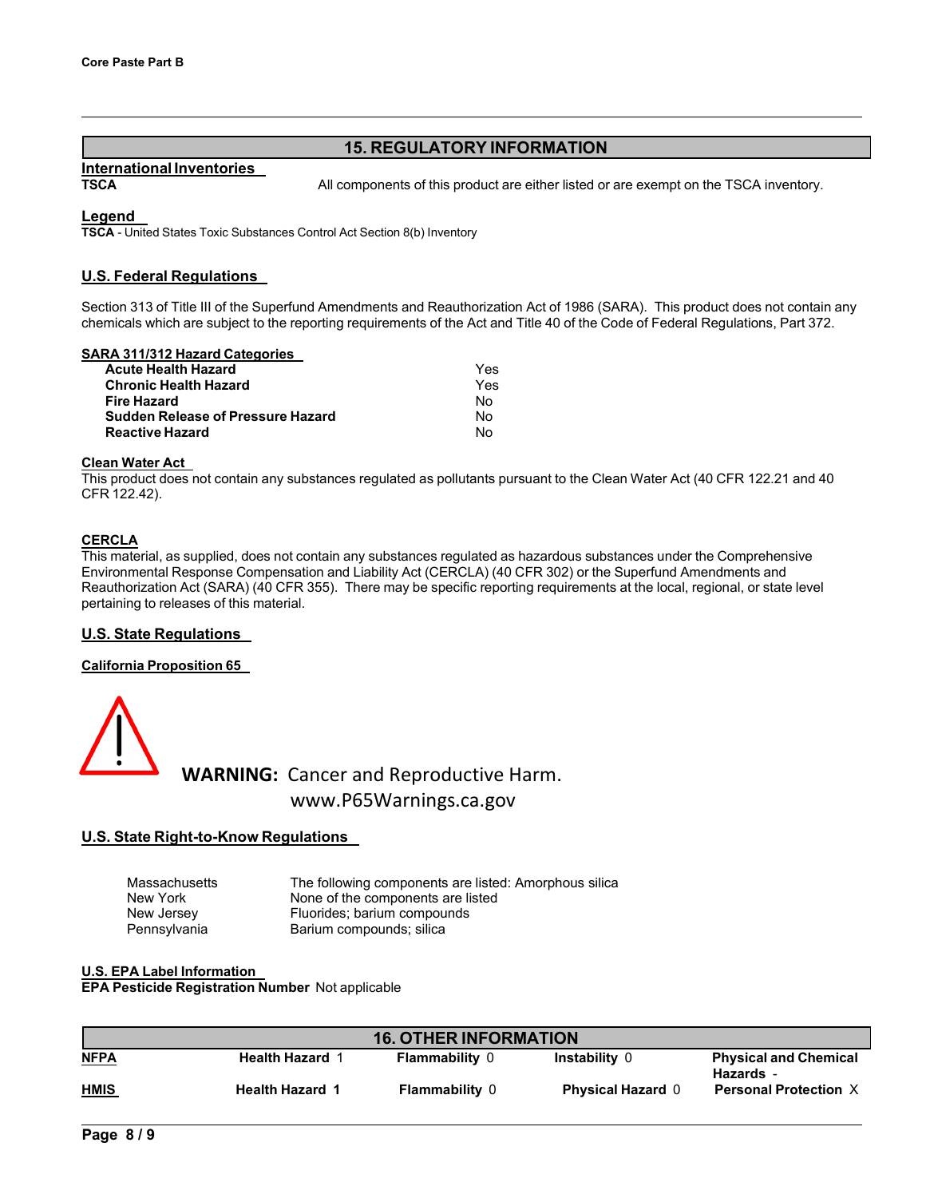## 15. REGULATORY INFORMATION

**International Inventories**

**TSCA** All components of this product are either listed or are exempt on the TSCA inventory.

**Legend**

**TSCA** - United States Toxic Substances Control Act Section 8(b) Inventory

### U.S. Federal Regulations

Section 313 of Title III of the Superfund Amendments and Reauthorization Act of 1986 (SARA). This product does not contain any chemicals which are subject to the reporting requirements of the Act and Title 40 of the Code of Federal Regulations, Part 372.

**SARA 311/312 Hazard Categories**

| | |
|---|---|
| **Acute Health Hazard** | Yes |
| **Chronic Health Hazard** | Yes |
| **Fire Hazard** | No |
| **Sudden Release of Pressure Hazard** | No |
| **Reactive Hazard** | No |

**Clean Water Act**

This product does not contain any substances regulated as pollutants pursuant to the Clean Water Act (40 CFR 122.21 and 40 CFR 122.42).

**CERCLA**

This material, as supplied, does not contain any substances regulated as hazardous substances under the Comprehensive Environmental Response Compensation and Liability Act (CERCLA) (40 CFR 302) or the Superfund Amendments and Reauthorization Act (SARA) (40 CFR 355). There may be specific reporting requirements at the local, regional, or state level pertaining to releases of this material.

### U.S. State Regulations

**California Proposition 65**

**WARNING:** Cancer and Reproductive Harm.
www.P65Warnings.ca.gov

### U.S. State Right-to-Know Regulations

| | |
|---|---|
| Massachusetts | The following components are listed: Amorphous silica |
| New York | None of the components are listed |
| New Jersey | Fluorides; barium compounds |
| Pennsylvania | Barium compounds; silica |

**U.S. EPA Label Information**

**EPA Pesticide Registration Number** Not applicable

## 16. OTHER INFORMATION

| | | | | |
|---|---|---|---|---|
| **NFPA** | **Health Hazard** 1 | **Flammability** 0 | **Instability** 0 | **Physical and Chemical Hazards** - |
| **HMIS** | **Health Hazard** 1 | **Flammability** 0 | **Physical Hazard** 0 | **Personal Protection** X |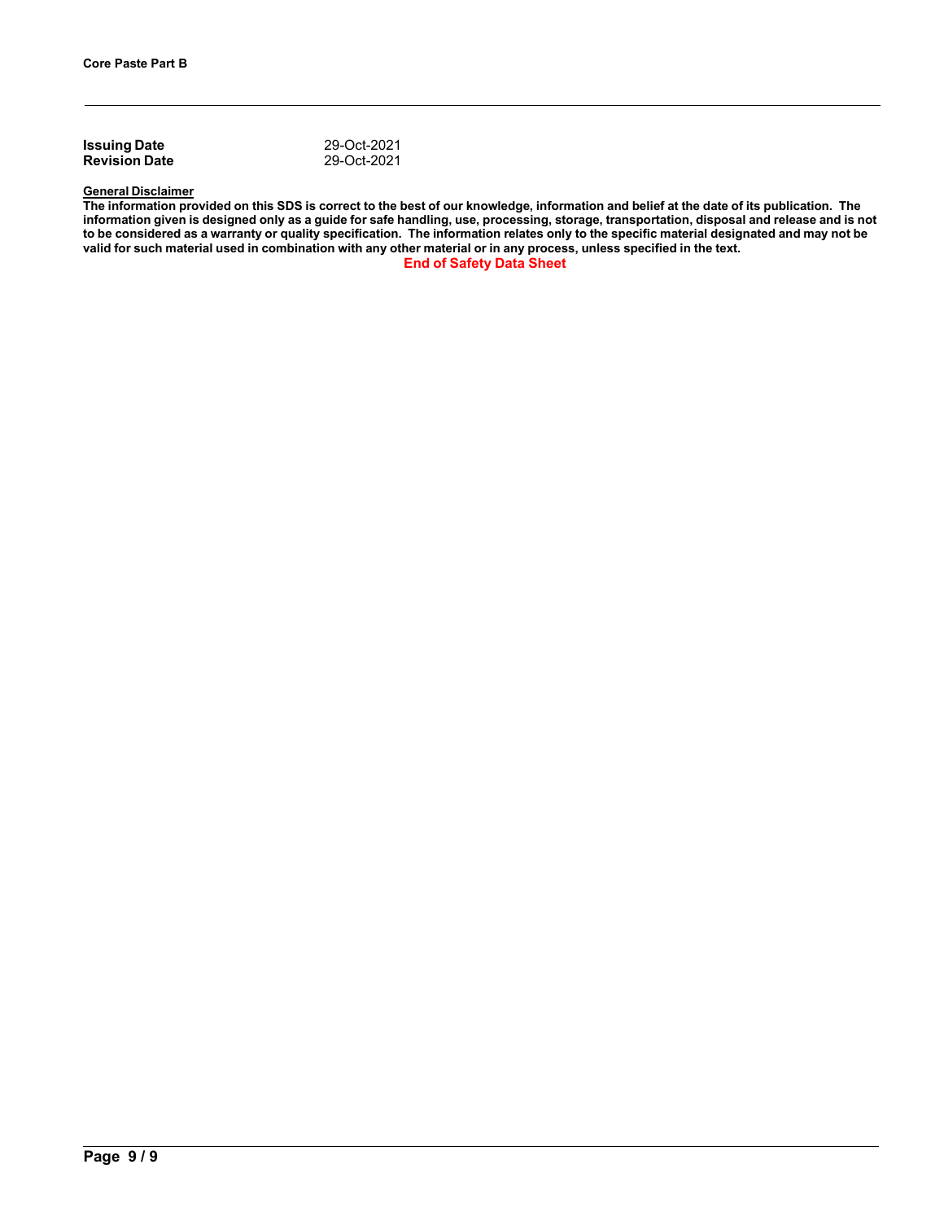| | |
|---|---|
| **Issuing Date** | 29-Oct-2021 |
| **Revision Date** | 29-Oct-2021 |

**General Disclaimer**

**The information provided on this SDS is correct to the best of our knowledge, information and belief at the date of its publication. The information given is designed only as a guide for safe handling, use, processing, storage, transportation, disposal and release and is not to be considered as a warranty or quality specification. The information relates only to the specific material designated and may not be valid for such material used in combination with any other material or in any process, unless specified in the text.**

**End of Safety Data Sheet**